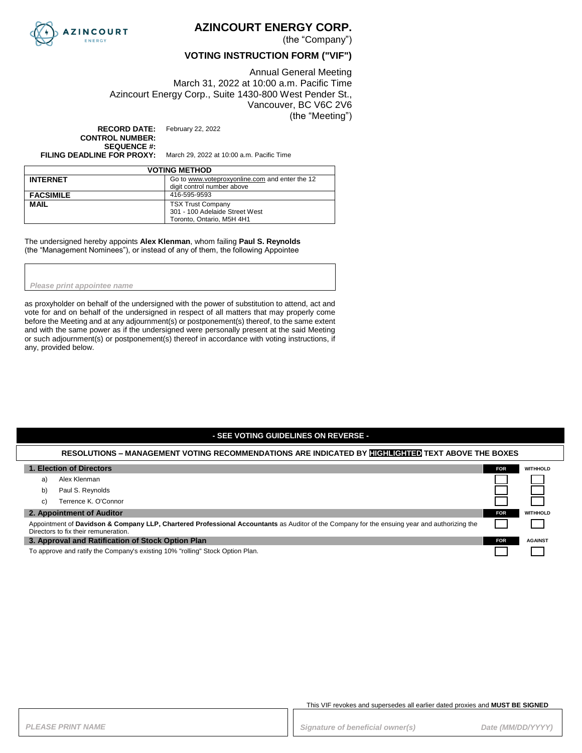# AZINCOURT ENERGY CORP.

(the "Company")

## VOTING INSTRUCTION FORM ("VIF")

Annual General Meeting
March 31, 2022 at 10:00 a.m. Pacific Time
Azincourt Energy Corp., Suite 1430-800 West Pender St.,
Vancouver, BC V6C 2V6
(the "Meeting")

**RECORD DATE:** February 22, 2022
**CONTROL NUMBER:**
**SEQUENCE #:**
**FILING DEADLINE FOR PROXY:** March 29, 2022 at 10:00 a.m. Pacific Time

| VOTING METHOD | |
|---|---|
| **INTERNET** | Go to www.voteproxyonline.com and enter the 12 digit control number above |
| **FACSIMILE** | 416-595-9593 |
| **MAIL** | TSX Trust Company<br>301 - 100 Adelaide Street West<br>Toronto, Ontario, M5H 4H1 |

The undersigned hereby appoints **Alex Klenman**, whom failing **Paul S. Reynolds** (the "Management Nominees"), or instead of any of them, the following Appointee

*Please print appointee name*

as proxyholder on behalf of the undersigned with the power of substitution to attend, act and vote for and on behalf of the undersigned in respect of all matters that may properly come before the Meeting and at any adjournment(s) or postponement(s) thereof, to the same extent and with the same power as if the undersigned were personally present at the said Meeting or such adjournment(s) or postponement(s) thereof in accordance with voting instructions, if any, provided below.

**- SEE VOTING GUIDELINES ON REVERSE -**

**RESOLUTIONS – MANAGEMENT VOTING RECOMMENDATIONS ARE INDICATED BY HIGHLIGHTED TEXT ABOVE THE BOXES**

| **1. Election of Directors** | **FOR** | **WITHHOLD** |
|---|---|---|
| a) Alex Klenman | ☐ | ☐ |
| b) Paul S. Reynolds | ☐ | ☐ |
| c) Terrence K. O'Connor | ☐ | ☐ |

| **2. Appointment of Auditor** | **FOR** | **WITHHOLD** |
|---|---|---|
| Appointment of **Davidson & Company LLP, Chartered Professional Accountants** as Auditor of the Company for the ensuing year and authorizing the Directors to fix their remuneration. | ☐ | ☐ |

| **3. Approval and Ratification of Stock Option Plan** | **FOR** | **AGAINST** |
|---|---|---|
| To approve and ratify the Company's existing 10% "rolling" Stock Option Plan. | ☐ | ☐ |

This VIF revokes and supersedes all earlier dated proxies and **MUST BE SIGNED**

*PLEASE PRINT NAME*

*Signature of beneficial owner(s)* *Date (MM/DD/YYYY)*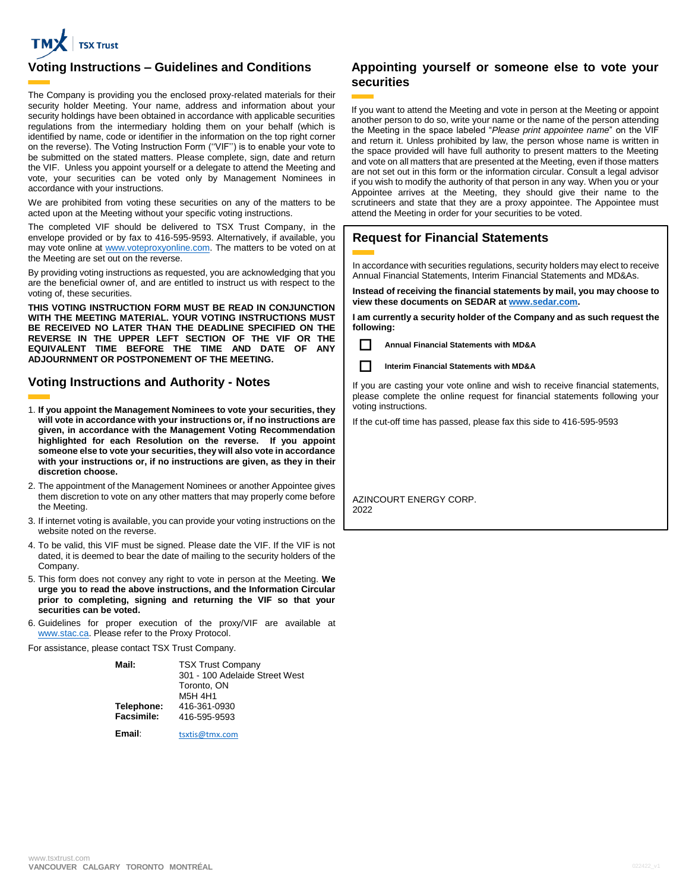TMX | TSX Trust

## Voting Instructions – Guidelines and Conditions

The Company is providing you the enclosed proxy-related materials for their security holder Meeting. Your name, address and information about your security holdings have been obtained in accordance with applicable securities regulations from the intermediary holding them on your behalf (which is identified by name, code or identifier in the information on the top right corner on the reverse). The Voting Instruction Form (''VIF'') is to enable your vote to be submitted on the stated matters. Please complete, sign, date and return the VIF. Unless you appoint yourself or a delegate to attend the Meeting and vote, your securities can be voted only by Management Nominees in accordance with your instructions.

We are prohibited from voting these securities on any of the matters to be acted upon at the Meeting without your specific voting instructions.

The completed VIF should be delivered to TSX Trust Company, in the envelope provided or by fax to 416-595-9593. Alternatively, if available, you may vote online at www.voteproxyonline.com. The matters to be voted on at the Meeting are set out on the reverse.

By providing voting instructions as requested, you are acknowledging that you are the beneficial owner of, and are entitled to instruct us with respect to the voting of, these securities.

**THIS VOTING INSTRUCTION FORM MUST BE READ IN CONJUNCTION WITH THE MEETING MATERIAL. YOUR VOTING INSTRUCTIONS MUST BE RECEIVED NO LATER THAN THE DEADLINE SPECIFIED ON THE REVERSE IN THE UPPER LEFT SECTION OF THE VIF OR THE EQUIVALENT TIME BEFORE THE TIME AND DATE OF ANY ADJOURNMENT OR POSTPONEMENT OF THE MEETING.**

## Voting Instructions and Authority - Notes

1. **If you appoint the Management Nominees to vote your securities, they will vote in accordance with your instructions or, if no instructions are given, in accordance with the Management Voting Recommendation highlighted for each Resolution on the reverse. If you appoint someone else to vote your securities, they will also vote in accordance with your instructions or, if no instructions are given, as they in their discretion choose.**
2. The appointment of the Management Nominees or another Appointee gives them discretion to vote on any other matters that may properly come before the Meeting.
3. If internet voting is available, you can provide your voting instructions on the website noted on the reverse.
4. To be valid, this VIF must be signed. Please date the VIF. If the VIF is not dated, it is deemed to bear the date of mailing to the security holders of the Company.
5. This form does not convey any right to vote in person at the Meeting. **We urge you to read the above instructions, and the Information Circular prior to completing, signing and returning the VIF so that your securities can be voted.**
6. Guidelines for proper execution of the proxy/VIF are available at www.stac.ca. Please refer to the Proxy Protocol.

For assistance, please contact TSX Trust Company.

**Mail:** TSX Trust Company
301 - 100 Adelaide Street West
Toronto, ON
M5H 4H1

**Telephone:** 416-361-0930
**Facsimile:** 416-595-9593

**Email**: tsxtis@tmx.com

## Appointing yourself or someone else to vote your securities

If you want to attend the Meeting and vote in person at the Meeting or appoint another person to do so, write your name or the name of the person attending the Meeting in the space labeled "*Please print appointee name*" on the VIF and return it. Unless prohibited by law, the person whose name is written in the space provided will have full authority to present matters to the Meeting and vote on all matters that are presented at the Meeting, even if those matters are not set out in this form or the information circular. Consult a legal advisor if you wish to modify the authority of that person in any way. When you or your Appointee arrives at the Meeting, they should give their name to the scrutineers and state that they are a proxy appointee. The Appointee must attend the Meeting in order for your securities to be voted.

## Request for Financial Statements

In accordance with securities regulations, security holders may elect to receive Annual Financial Statements, Interim Financial Statements and MD&As.

**Instead of receiving the financial statements by mail, you may choose to view these documents on SEDAR at www.sedar.com.**

**I am currently a security holder of the Company and as such request the following:**

☐ **Annual Financial Statements with MD&A**

☐ **Interim Financial Statements with MD&A**

If you are casting your vote online and wish to receive financial statements, please complete the online request for financial statements following your voting instructions.

If the cut-off time has passed, please fax this side to 416-595-9593

AZINCOURT ENERGY CORP.
2022

www.tsxtrust.com
**VANCOUVER CALGARY TORONTO MONTRÉAL**